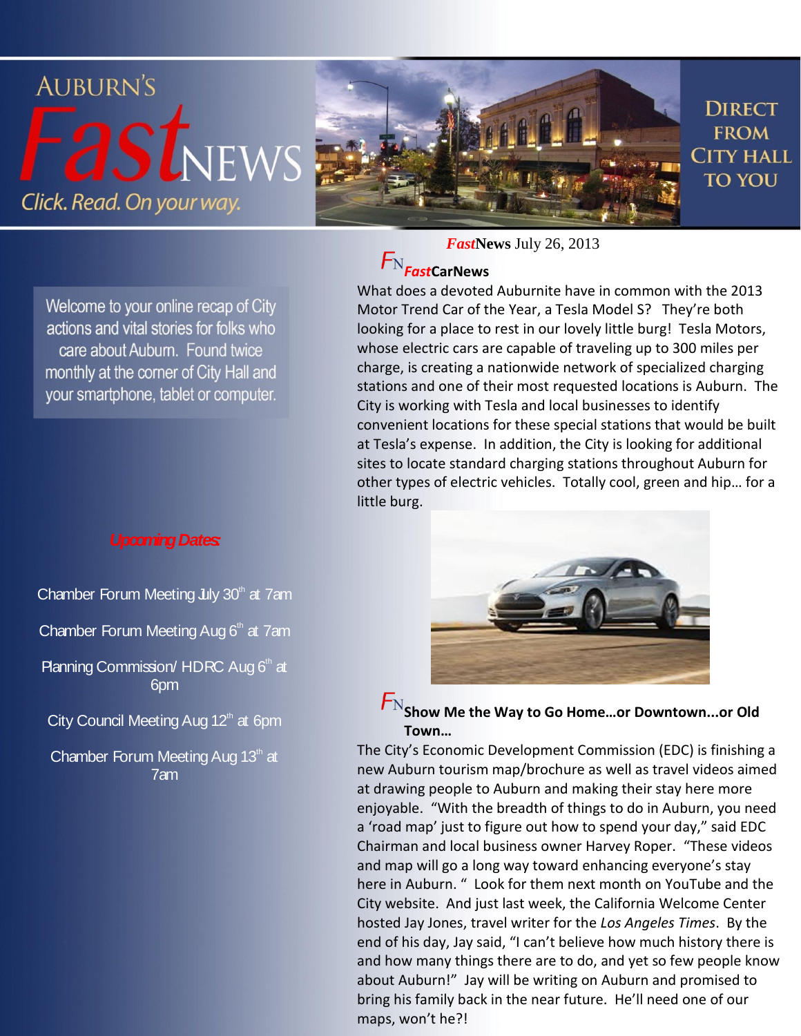# AUBURN'S *Fast*NEWS

*Click. Read. On your way.*

DIRECT FROM CITY HALL TO YOU

Welcome to your online recap of City actions and vital stories for folks who care about Auburn. Found twice monthly at the corner of City Hall and your smartphone, tablet or computer.

***Upcoming Dates:***

Chamber Forum Meeting July 30th at 7am

Chamber Forum Meeting Aug 6th at 7am

Planning Commission/ HDRC Aug 6th at 6pm

City Council Meeting Aug 12th at 6pm

Chamber Forum Meeting Aug 13th at 7am

***Fast*News** July 26, 2013

## *Fast*CarNews

What does a devoted Auburnite have in common with the 2013 Motor Trend Car of the Year, a Tesla Model S? They're both looking for a place to rest in our lovely little burg! Tesla Motors, whose electric cars are capable of traveling up to 300 miles per charge, is creating a nationwide network of specialized charging stations and one of their most requested locations is Auburn. The City is working with Tesla and local businesses to identify convenient locations for these special stations that would be built at Tesla's expense. In addition, the City is looking for additional sites to locate standard charging stations throughout Auburn for other types of electric vehicles. Totally cool, green and hip… for a little burg.

## Show Me the Way to Go Home…or Downtown...or Old Town…

The City's Economic Development Commission (EDC) is finishing a new Auburn tourism map/brochure as well as travel videos aimed at drawing people to Auburn and making their stay here more enjoyable. "With the breadth of things to do in Auburn, you need a 'road map' just to figure out how to spend your day," said EDC Chairman and local business owner Harvey Roper. "These videos and map will go a long way toward enhancing everyone's stay here in Auburn. " Look for them next month on YouTube and the City website. And just last week, the California Welcome Center hosted Jay Jones, travel writer for the *Los Angeles Times*. By the end of his day, Jay said, "I can't believe how much history there is and how many things there are to do, and yet so few people know about Auburn!" Jay will be writing on Auburn and promised to bring his family back in the near future. He'll need one of our maps, won't he?!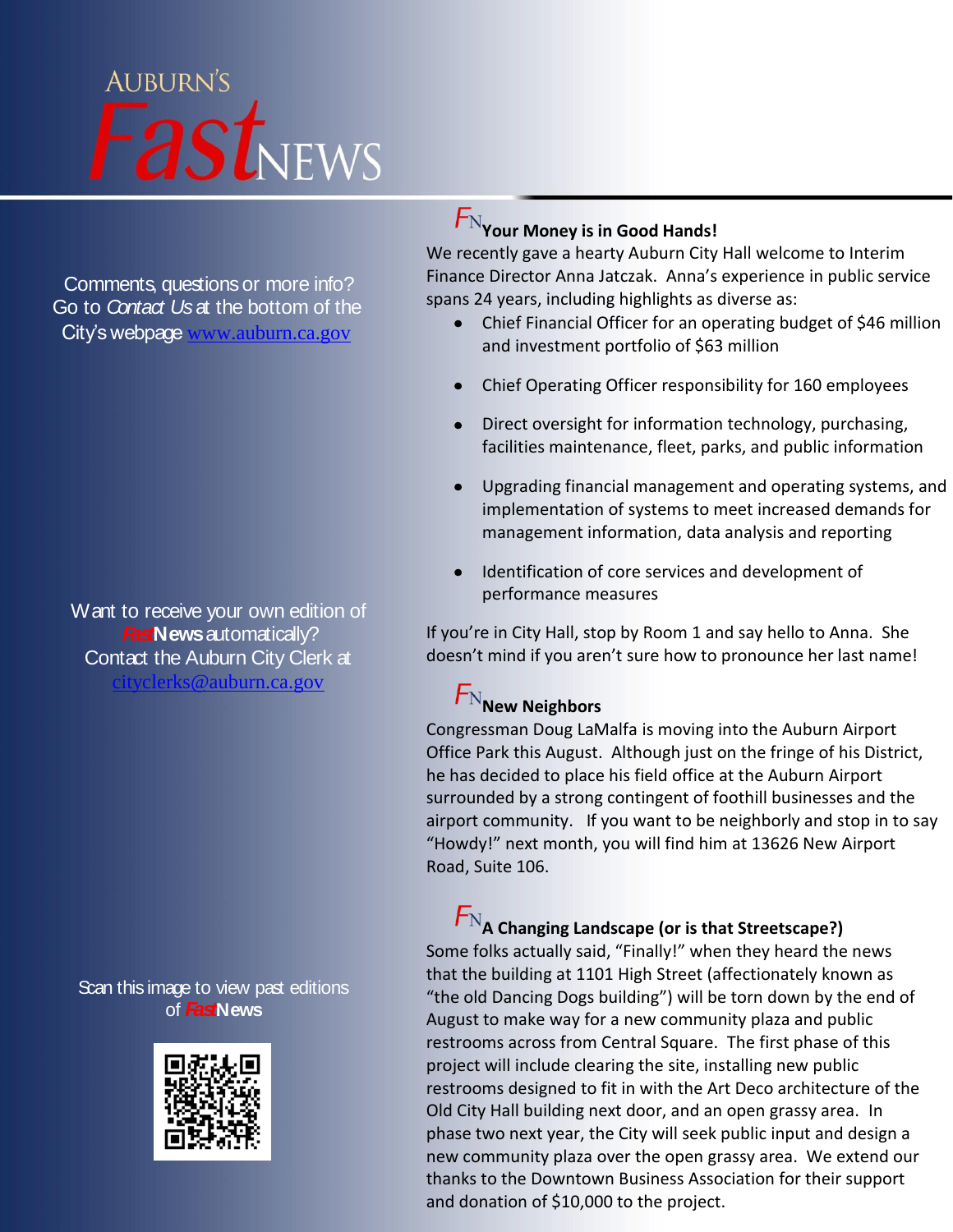# AUBURN'S *Fast*NEWS

Comments, questions or more info? Go to *Contact Us* at the bottom of the City's webpage www.auburn.ca.gov

Want to receive your own edition of ***Fast*News** automatically? Contact the Auburn City Clerk at cityclerks@auburn.ca.gov

Scan this image to view past editions of ***Fast*News**

## FN Your Money is in Good Hands!

We recently gave a hearty Auburn City Hall welcome to Interim Finance Director Anna Jatczak. Anna's experience in public service spans 24 years, including highlights as diverse as:

- Chief Financial Officer for an operating budget of $46 million and investment portfolio of $63 million
- Chief Operating Officer responsibility for 160 employees
- Direct oversight for information technology, purchasing, facilities maintenance, fleet, parks, and public information
- Upgrading financial management and operating systems, and implementation of systems to meet increased demands for management information, data analysis and reporting
- Identification of core services and development of performance measures

If you're in City Hall, stop by Room 1 and say hello to Anna. She doesn't mind if you aren't sure how to pronounce her last name!

## FN New Neighbors

Congressman Doug LaMalfa is moving into the Auburn Airport Office Park this August. Although just on the fringe of his District, he has decided to place his field office at the Auburn Airport surrounded by a strong contingent of foothill businesses and the airport community. If you want to be neighborly and stop in to say "Howdy!" next month, you will find him at 13626 New Airport Road, Suite 106.

## FN A Changing Landscape (or is that Streetscape?)

Some folks actually said, "Finally!" when they heard the news that the building at 1101 High Street (affectionately known as "the old Dancing Dogs building") will be torn down by the end of August to make way for a new community plaza and public restrooms across from Central Square. The first phase of this project will include clearing the site, installing new public restrooms designed to fit in with the Art Deco architecture of the Old City Hall building next door, and an open grassy area. In phase two next year, the City will seek public input and design a new community plaza over the open grassy area. We extend our thanks to the Downtown Business Association for their support and donation of $10,000 to the project.